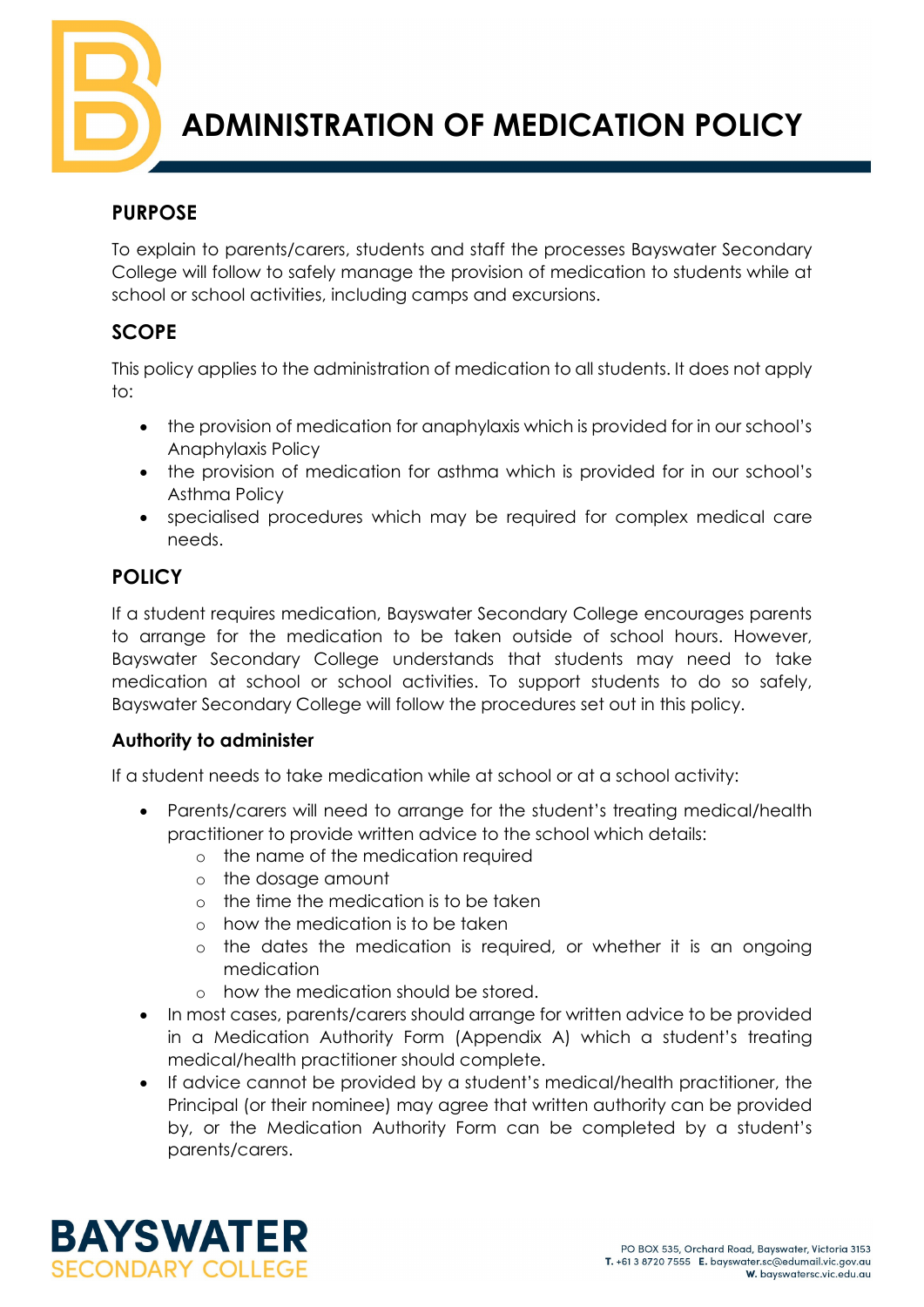# ADMINISTRATION OF MEDICATION POLICY

## PURPOSE

To explain to parents/carers, students and staff the processes Bayswater Secondary College will follow to safely manage the provision of medication to students while at school or school activities, including camps and excursions.

## SCOPE

This policy applies to the administration of medication to all students. It does not apply to:

- the provision of medication for anaphylaxis which is provided for in our school's Anaphylaxis Policy
- the provision of medication for asthma which is provided for in our school's Asthma Policy
- specialised procedures which may be required for complex medical care needs.

## POLICY

If a student requires medication, Bayswater Secondary College encourages parents to arrange for the medication to be taken outside of school hours. However, Bayswater Secondary College understands that students may need to take medication at school or school activities. To support students to do so safely, Bayswater Secondary College will follow the procedures set out in this policy.

### Authority to administer

If a student needs to take medication while at school or at a school activity:

- Parents/carers will need to arrange for the student's treating medical/health practitioner to provide written advice to the school which details:
  - the name of the medication required
  - the dosage amount
  - the time the medication is to be taken
  - how the medication is to be taken
  - the dates the medication is required, or whether it is an ongoing medication
  - how the medication should be stored.
- In most cases, parents/carers should arrange for written advice to be provided in a Medication Authority Form (Appendix A) which a student's treating medical/health practitioner should complete.
- If advice cannot be provided by a student's medical/health practitioner, the Principal (or their nominee) may agree that written authority can be provided by, or the Medication Authority Form can be completed by a student's parents/carers.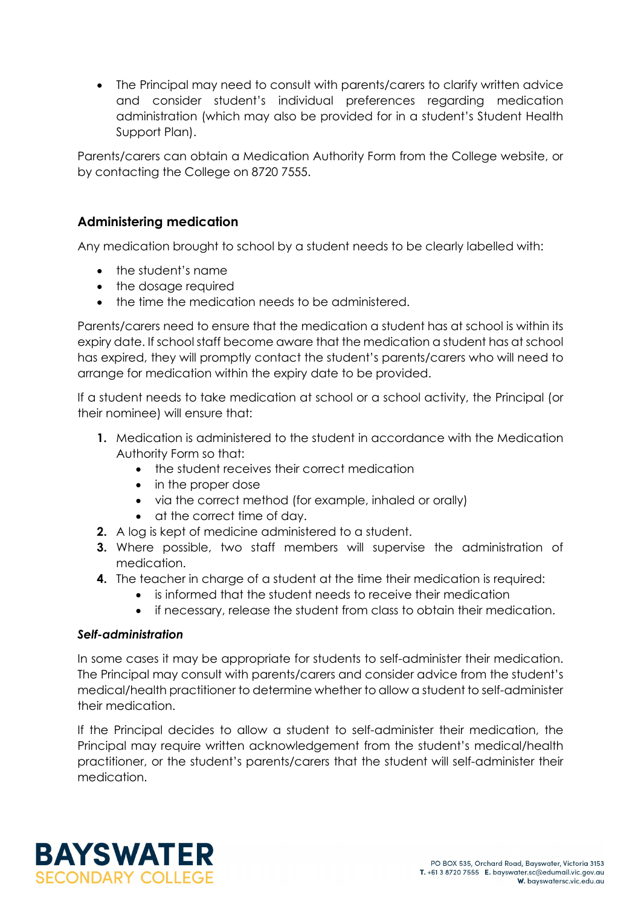- The Principal may need to consult with parents/carers to clarify written advice and consider student's individual preferences regarding medication administration (which may also be provided for in a student's Student Health Support Plan).

Parents/carers can obtain a Medication Authority Form from the College website, or by contacting the College on 8720 7555.

## Administering medication

Any medication brought to school by a student needs to be clearly labelled with:

- the student's name
- the dosage required
- the time the medication needs to be administered.

Parents/carers need to ensure that the medication a student has at school is within its expiry date. If school staff become aware that the medication a student has at school has expired, they will promptly contact the student's parents/carers who will need to arrange for medication within the expiry date to be provided.

If a student needs to take medication at school or a school activity, the Principal (or their nominee) will ensure that:

1. Medication is administered to the student in accordance with the Medication Authority Form so that:
    - the student receives their correct medication
    - in the proper dose
    - via the correct method (for example, inhaled or orally)
    - at the correct time of day.
2. A log is kept of medicine administered to a student.
3. Where possible, two staff members will supervise the administration of medication.
4. The teacher in charge of a student at the time their medication is required:
    - is informed that the student needs to receive their medication
    - if necessary, release the student from class to obtain their medication.

### *Self-administration*

In some cases it may be appropriate for students to self-administer their medication. The Principal may consult with parents/carers and consider advice from the student's medical/health practitioner to determine whether to allow a student to self-administer their medication.

If the Principal decides to allow a student to self-administer their medication, the Principal may require written acknowledgement from the student's medical/health practitioner, or the student's parents/carers that the student will self-administer their medication.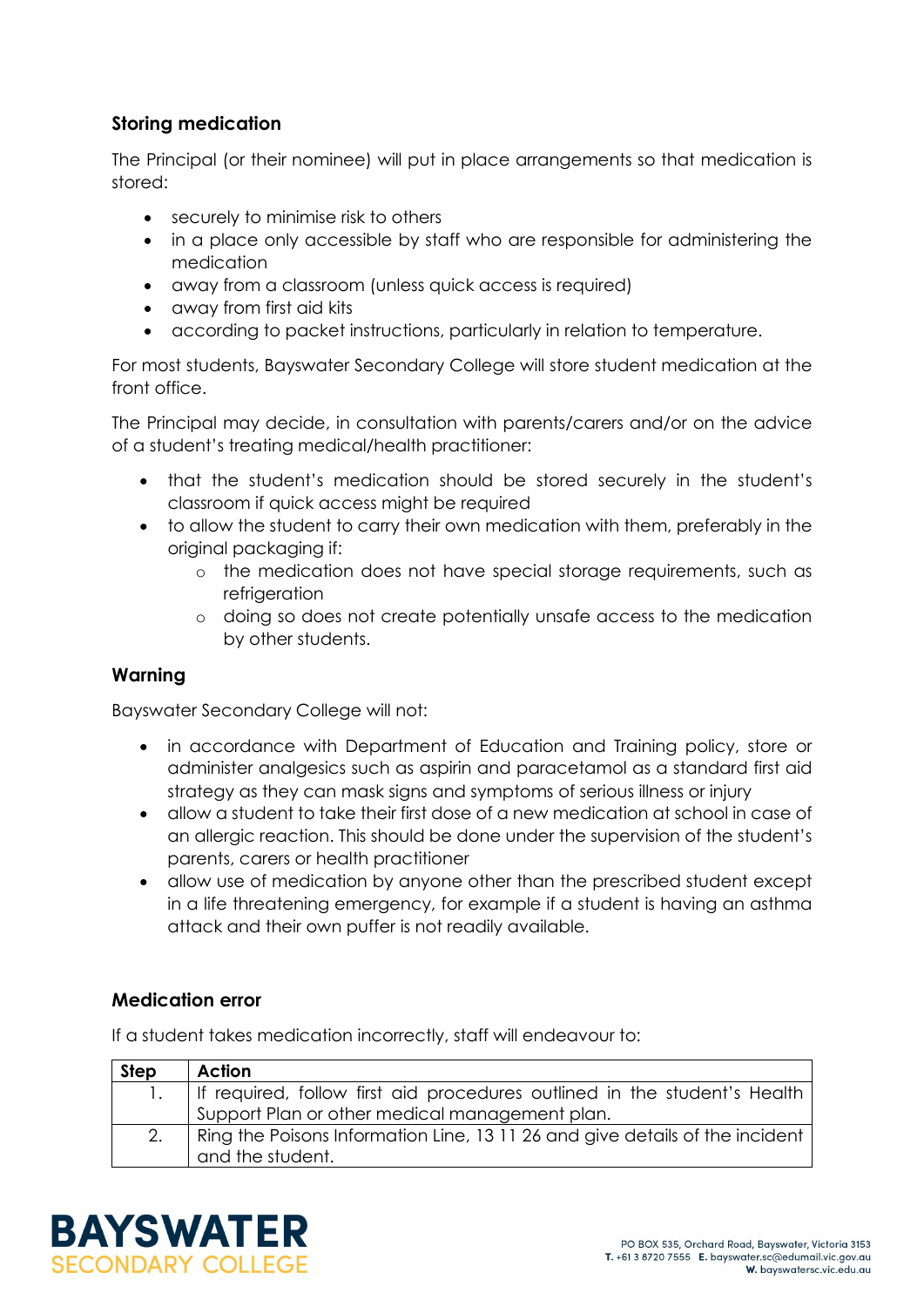### Storing medication

The Principal (or their nominee) will put in place arrangements so that medication is stored:

- securely to minimise risk to others
- in a place only accessible by staff who are responsible for administering the medication
- away from a classroom (unless quick access is required)
- away from first aid kits
- according to packet instructions, particularly in relation to temperature.

For most students, Bayswater Secondary College will store student medication at the front office.

The Principal may decide, in consultation with parents/carers and/or on the advice of a student's treating medical/health practitioner:

- that the student's medication should be stored securely in the student's classroom if quick access might be required
- to allow the student to carry their own medication with them, preferably in the original packaging if:
  - the medication does not have special storage requirements, such as refrigeration
  - doing so does not create potentially unsafe access to the medication by other students.

### Warning

Bayswater Secondary College will not:

- in accordance with Department of Education and Training policy, store or administer analgesics such as aspirin and paracetamol as a standard first aid strategy as they can mask signs and symptoms of serious illness or injury
- allow a student to take their first dose of a new medication at school in case of an allergic reaction. This should be done under the supervision of the student's parents, carers or health practitioner
- allow use of medication by anyone other than the prescribed student except in a life threatening emergency, for example if a student is having an asthma attack and their own puffer is not readily available.

### Medication error

If a student takes medication incorrectly, staff will endeavour to:

| Step | Action |
|---|---|
| 1. | If required, follow first aid procedures outlined in the student's Health Support Plan or other medical management plan. |
| 2. | Ring the Poisons Information Line, 13 11 26 and give details of the incident and the student. |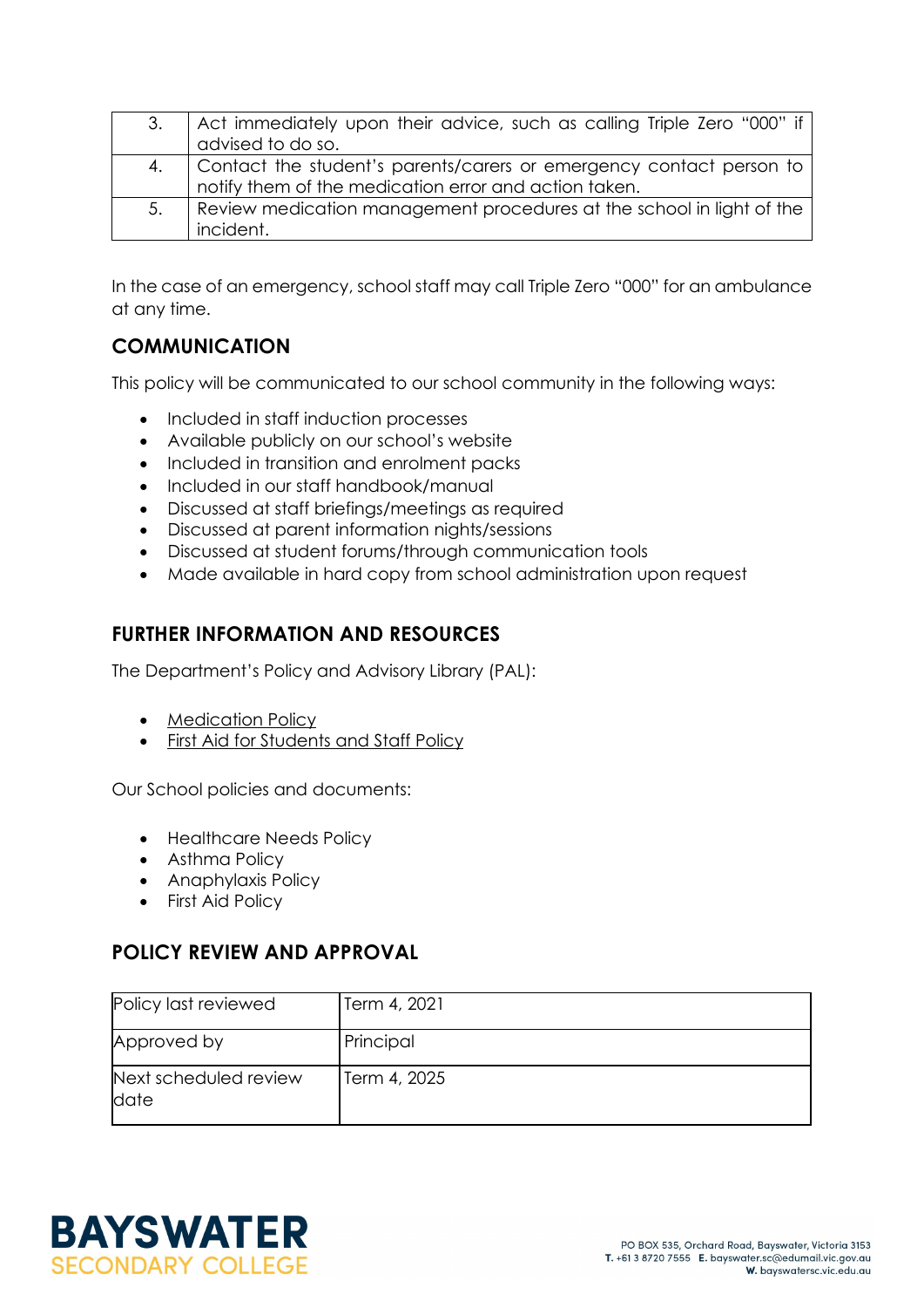| | |
|---|---|
| 3. | Act immediately upon their advice, such as calling Triple Zero "000" if advised to do so. |
| 4. | Contact the student's parents/carers or emergency contact person to notify them of the medication error and action taken. |
| 5. | Review medication management procedures at the school in light of the incident. |

In the case of an emergency, school staff may call Triple Zero "000" for an ambulance at any time.

## COMMUNICATION

This policy will be communicated to our school community in the following ways:

- Included in staff induction processes
- Available publicly on our school's website
- Included in transition and enrolment packs
- Included in our staff handbook/manual
- Discussed at staff briefings/meetings as required
- Discussed at parent information nights/sessions
- Discussed at student forums/through communication tools
- Made available in hard copy from school administration upon request

## FURTHER INFORMATION AND RESOURCES

The Department's Policy and Advisory Library (PAL):

- Medication Policy
- First Aid for Students and Staff Policy

Our School policies and documents:

- Healthcare Needs Policy
- Asthma Policy
- Anaphylaxis Policy
- First Aid Policy

## POLICY REVIEW AND APPROVAL

| | |
|---|---|
| Policy last reviewed | Term 4, 2021 |
| Approved by | Principal |
| Next scheduled review date | Term 4, 2025 |